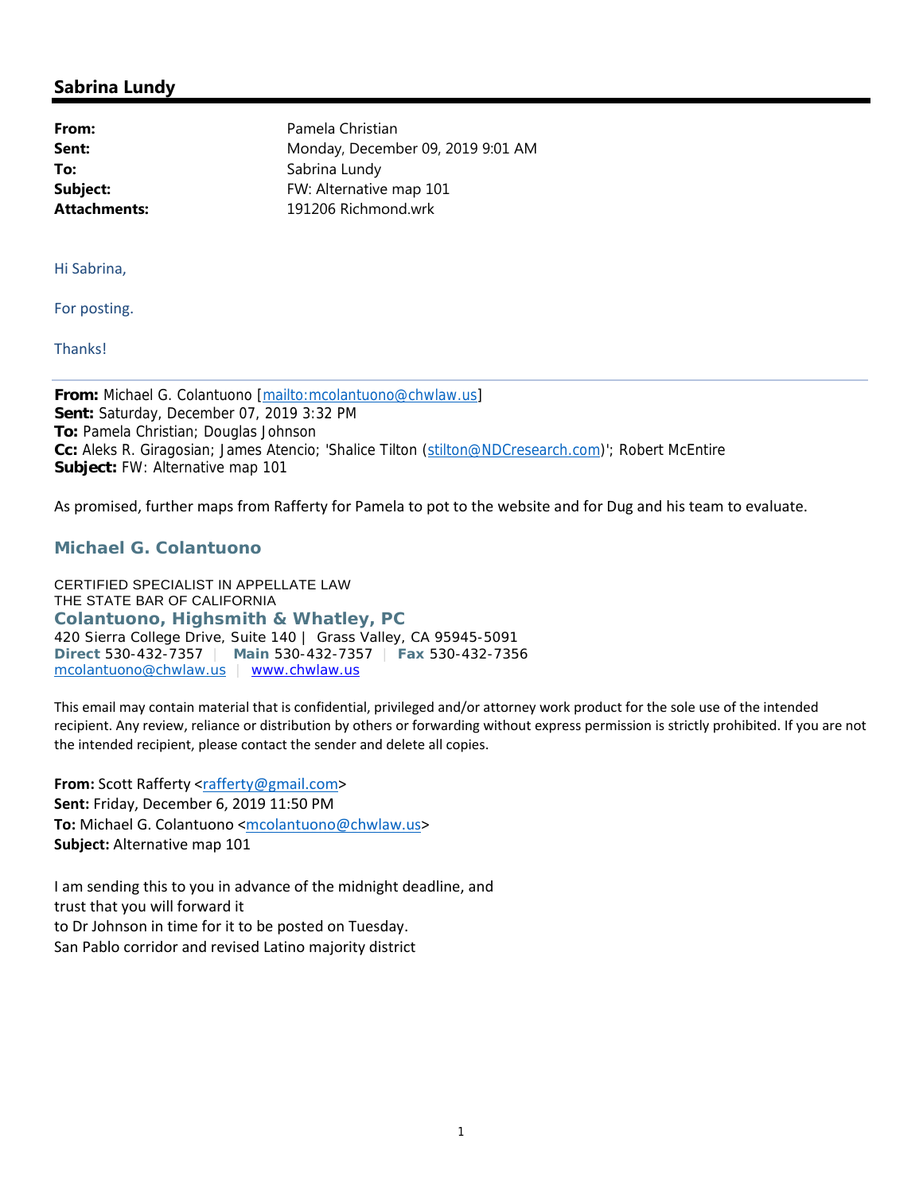## Sabrina Lundy

**From:** Pamela Christian
**Sent:** Monday, December 09, 2019 9:01 AM
**To:** Sabrina Lundy
**Subject:** FW: Alternative map 101
**Attachments:** 191206 Richmond.wrk

Hi Sabrina,

For posting.

Thanks!

---

**From:** Michael G. Colantuono [mailto:mcolantuono@chwlaw.us]
**Sent:** Saturday, December 07, 2019 3:32 PM
**To:** Pamela Christian; Douglas Johnson
**Cc:** Aleks R. Giragosian; James Atencio; 'Shalice Tilton (stilton@NDCresearch.com)'; Robert McEntire
**Subject:** FW: Alternative map 101

As promised, further maps from Rafferty for Pamela to pot to the website and for Dug and his team to evaluate.

**Michael G. Colantuono**

CERTIFIED SPECIALIST IN APPELLATE LAW
THE STATE BAR OF CALIFORNIA
**Colantuono, Highsmith & Whatley, PC**
420 Sierra College Drive, Suite 140 | Grass Valley, CA 95945-5091
**Direct** 530-432-7357 | **Main** 530-432-7357 | **Fax** 530-432-7356
mcolantuono@chwlaw.us | www.chwlaw.us

This email may contain material that is confidential, privileged and/or attorney work product for the sole use of the intended recipient. Any review, reliance or distribution by others or forwarding without express permission is strictly prohibited. If you are not the intended recipient, please contact the sender and delete all copies.

**From:** Scott Rafferty <rafferty@gmail.com>
**Sent:** Friday, December 6, 2019 11:50 PM
**To:** Michael G. Colantuono <mcolantuono@chwlaw.us>
**Subject:** Alternative map 101

I am sending this to you in advance of the midnight deadline, and
trust that you will forward it
to Dr Johnson in time for it to be posted on Tuesday.
San Pablo corridor and revised Latino majority district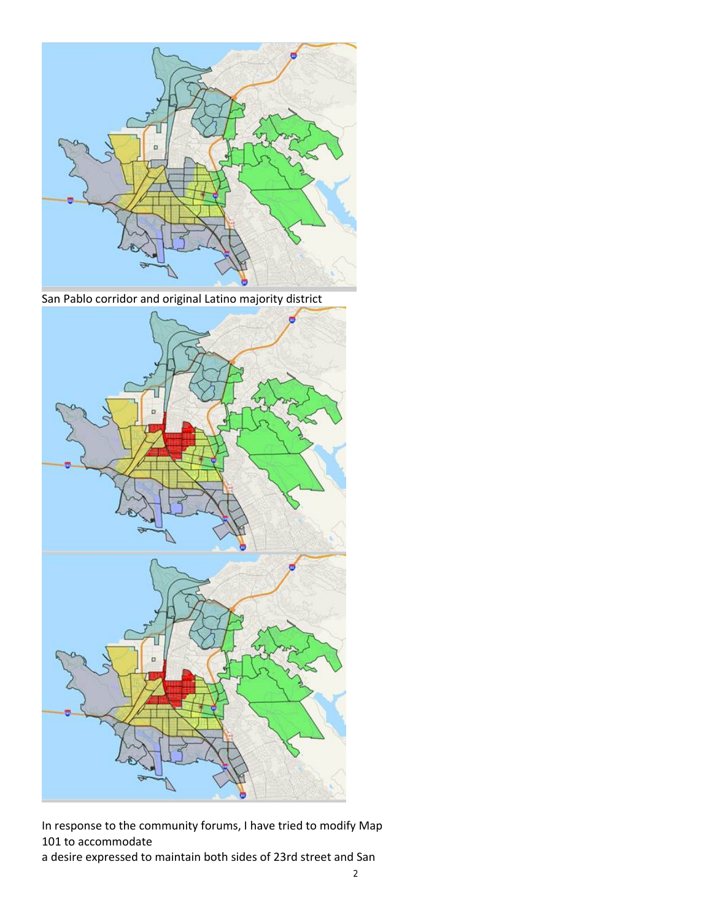San Pablo corridor and original Latino majority district

In response to the community forums, I have tried to modify Map 101 to accommodate
a desire expressed to maintain both sides of 23rd street and San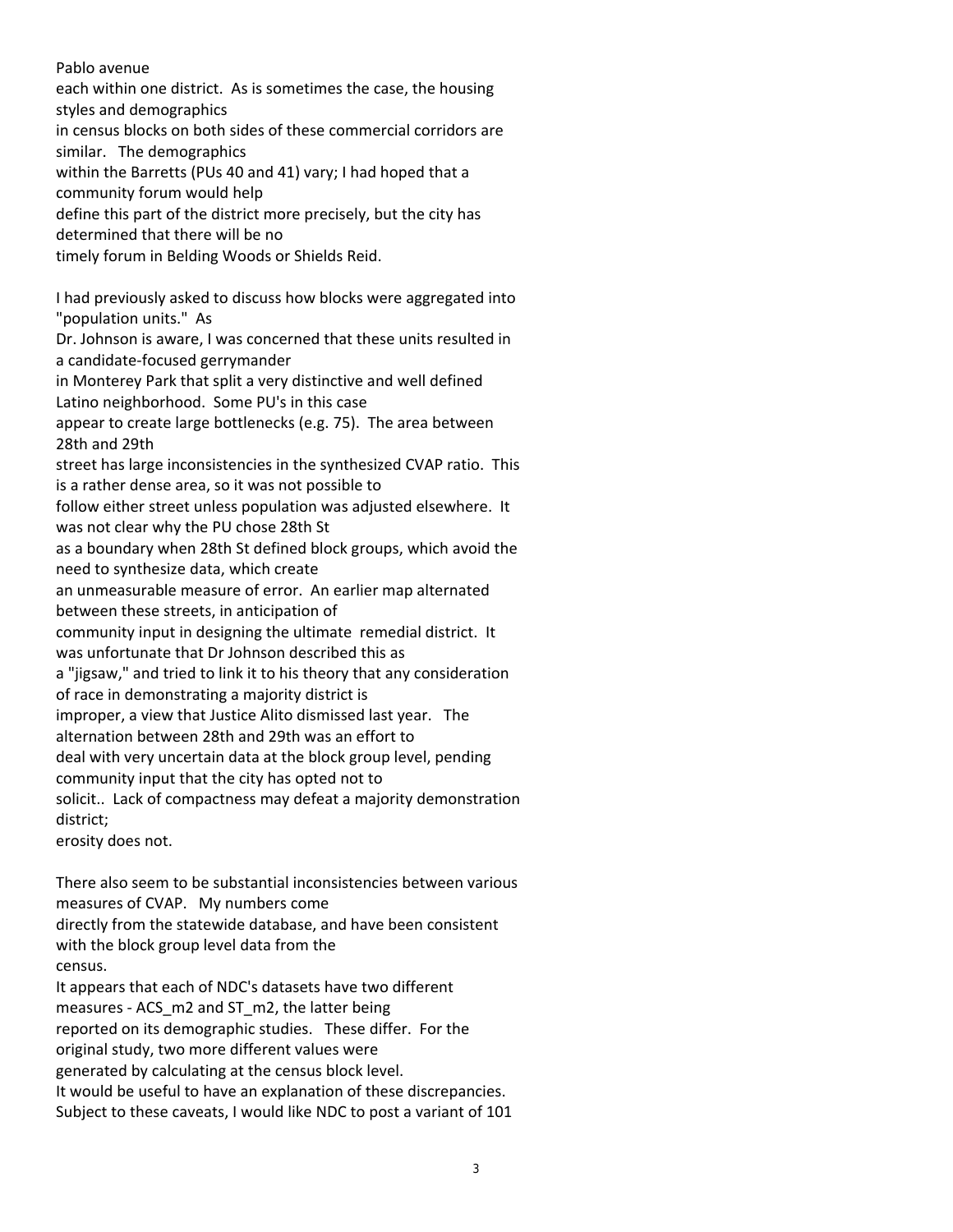Pablo avenue
each within one district. As is sometimes the case, the housing styles and demographics
in census blocks on both sides of these commercial corridors are similar. The demographics
within the Barretts (PUs 40 and 41) vary; I had hoped that a community forum would help
define this part of the district more precisely, but the city has determined that there will be no
timely forum in Belding Woods or Shields Reid.

I had previously asked to discuss how blocks were aggregated into "population units." As
Dr. Johnson is aware, I was concerned that these units resulted in a candidate-focused gerrymander
in Monterey Park that split a very distinctive and well defined Latino neighborhood. Some PU's in this case
appear to create large bottlenecks (e.g. 75). The area between 28th and 29th
street has large inconsistencies in the synthesized CVAP ratio. This is a rather dense area, so it was not possible to
follow either street unless population was adjusted elsewhere. It was not clear why the PU chose 28th St
as a boundary when 28th St defined block groups, which avoid the need to synthesize data, which create
an unmeasurable measure of error. An earlier map alternated between these streets, in anticipation of
community input in designing the ultimate remedial district. It was unfortunate that Dr Johnson described this as
a "jigsaw," and tried to link it to his theory that any consideration of race in demonstrating a majority district is
improper, a view that Justice Alito dismissed last year. The alternation between 28th and 29th was an effort to
deal with very uncertain data at the block group level, pending community input that the city has opted not to
solicit.. Lack of compactness may defeat a majority demonstration district;
erosity does not.

There also seem to be substantial inconsistencies between various measures of CVAP. My numbers come
directly from the statewide database, and have been consistent with the block group level data from the
census.
It appears that each of NDC's datasets have two different measures - ACS_m2 and ST_m2, the latter being
reported on its demographic studies. These differ. For the original study, two more different values were
generated by calculating at the census block level.
It would be useful to have an explanation of these discrepancies.
Subject to these caveats, I would like NDC to post a variant of 101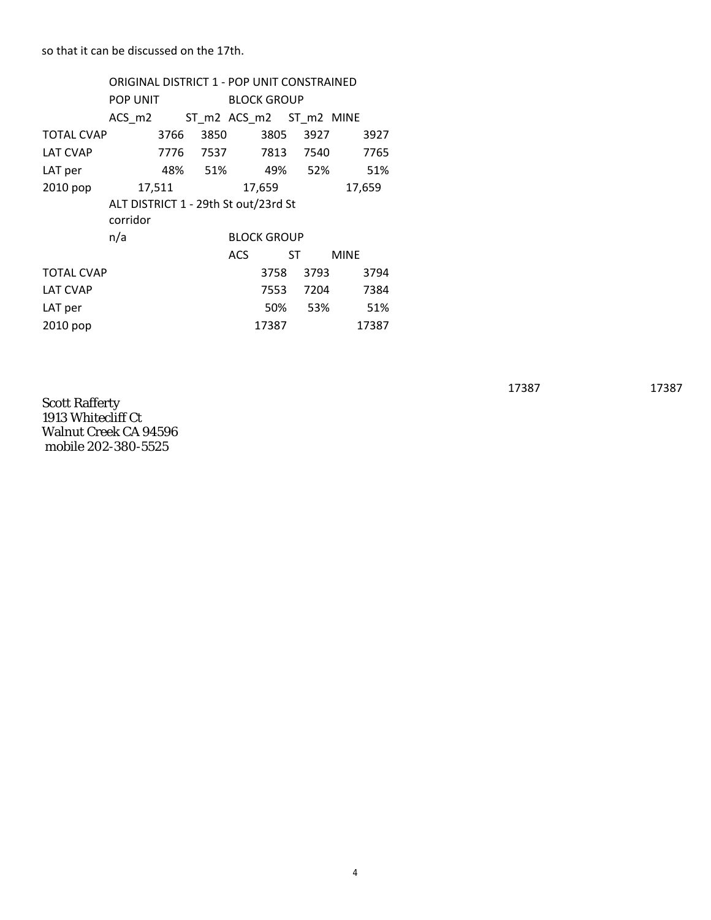so that it can be discussed on the 17th.

| | | | | | |
|---|---|---|---|---|---|
| | ORIGINAL DISTRICT 1 - POP UNIT CONSTRAINED | | | | |
| | POP UNIT | | BLOCK GROUP | | |
| | ACS_m2 | ST_m2 | ACS_m2 | ST_m2 | MINE |
| TOTAL CVAP | 3766 | 3850 | 3805 | 3927 | 3927 |
| LAT CVAP | 7776 | 7537 | 7813 | 7540 | 7765 |
| LAT per | 48% | 51% | 49% | 52% | 51% |
| 2010 pop | 17,511 | | 17,659 | | 17,659 |
| | ALT DISTRICT 1 - 29th St out/23rd St corridor | | | | |
| | n/a | | BLOCK GROUP | | |
| | | | ACS | ST | MINE |
| TOTAL CVAP | | | 3758 | 3793 | 3794 |
| LAT CVAP | | | 7553 | 7204 | 7384 |
| LAT per | | | 50% | 53% | 51% |
| 2010 pop | | | 17387 | | 17387 |

17387 17387

Scott Rafferty
1913 Whitecliff Ct
Walnut Creek CA 94596
mobile 202-380-5525